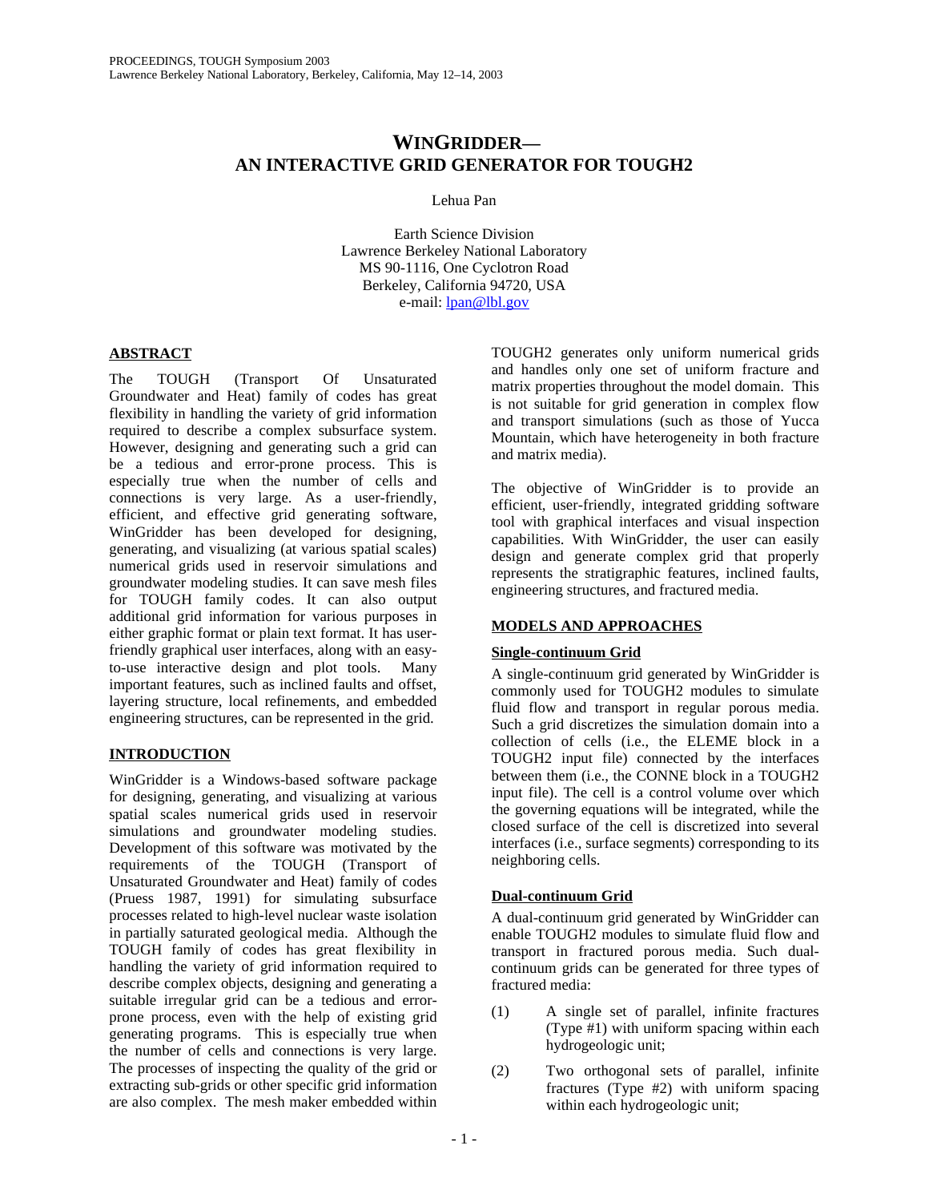PROCEEDINGS, TOUGH Symposium 2003
Lawrence Berkeley National Laboratory, Berkeley, California, May 12–14, 2003

# WINGRIDDER— AN INTERACTIVE GRID GENERATOR FOR TOUGH2

Lehua Pan

Earth Science Division
Lawrence Berkeley National Laboratory
MS 90-1116, One Cyclotron Road
Berkeley, California 94720, USA
e-mail: lpan@lbl.gov

## ABSTRACT

The TOUGH (Transport Of Unsaturated Groundwater and Heat) family of codes has great flexibility in handling the variety of grid information required to describe a complex subsurface system. However, designing and generating such a grid can be a tedious and error-prone process. This is especially true when the number of cells and connections is very large. As a user-friendly, efficient, and effective grid generating software, WinGridder has been developed for designing, generating, and visualizing (at various spatial scales) numerical grids used in reservoir simulations and groundwater modeling studies. It can save mesh files for TOUGH family codes. It can also output additional grid information for various purposes in either graphic format or plain text format. It has user-friendly graphical user interfaces, along with an easy-to-use interactive design and plot tools. Many important features, such as inclined faults and offset, layering structure, local refinements, and embedded engineering structures, can be represented in the grid.

## INTRODUCTION

WinGridder is a Windows-based software package for designing, generating, and visualizing at various spatial scales numerical grids used in reservoir simulations and groundwater modeling studies. Development of this software was motivated by the requirements of the TOUGH (Transport of Unsaturated Groundwater and Heat) family of codes (Pruess 1987, 1991) for simulating subsurface processes related to high-level nuclear waste isolation in partially saturated geological media. Although the TOUGH family of codes has great flexibility in handling the variety of grid information required to describe complex objects, designing and generating a suitable irregular grid can be a tedious and error-prone process, even with the help of existing grid generating programs. This is especially true when the number of cells and connections is very large. The processes of inspecting the quality of the grid or extracting sub-grids or other specific grid information are also complex. The mesh maker embedded within TOUGH2 generates only uniform numerical grids and handles only one set of uniform fracture and matrix properties throughout the model domain. This is not suitable for grid generation in complex flow and transport simulations (such as those of Yucca Mountain, which have heterogeneity in both fracture and matrix media).

The objective of WinGridder is to provide an efficient, user-friendly, integrated gridding software tool with graphical interfaces and visual inspection capabilities. With WinGridder, the user can easily design and generate complex grid that properly represents the stratigraphic features, inclined faults, engineering structures, and fractured media.

## MODELS AND APPROACHES

### Single-continuum Grid

A single-continuum grid generated by WinGridder is commonly used for TOUGH2 modules to simulate fluid flow and transport in regular porous media. Such a grid discretizes the simulation domain into a collection of cells (i.e., the ELEME block in a TOUGH2 input file) connected by the interfaces between them (i.e., the CONNE block in a TOUGH2 input file). The cell is a control volume over which the governing equations will be integrated, while the closed surface of the cell is discretized into several interfaces (i.e., surface segments) corresponding to its neighboring cells.

### Dual-continuum Grid

A dual-continuum grid generated by WinGridder can enable TOUGH2 modules to simulate fluid flow and transport in fractured porous media. Such dual-continuum grids can be generated for three types of fractured media:

(1) A single set of parallel, infinite fractures (Type #1) with uniform spacing within each hydrogeologic unit;

(2) Two orthogonal sets of parallel, infinite fractures (Type #2) with uniform spacing within each hydrogeologic unit;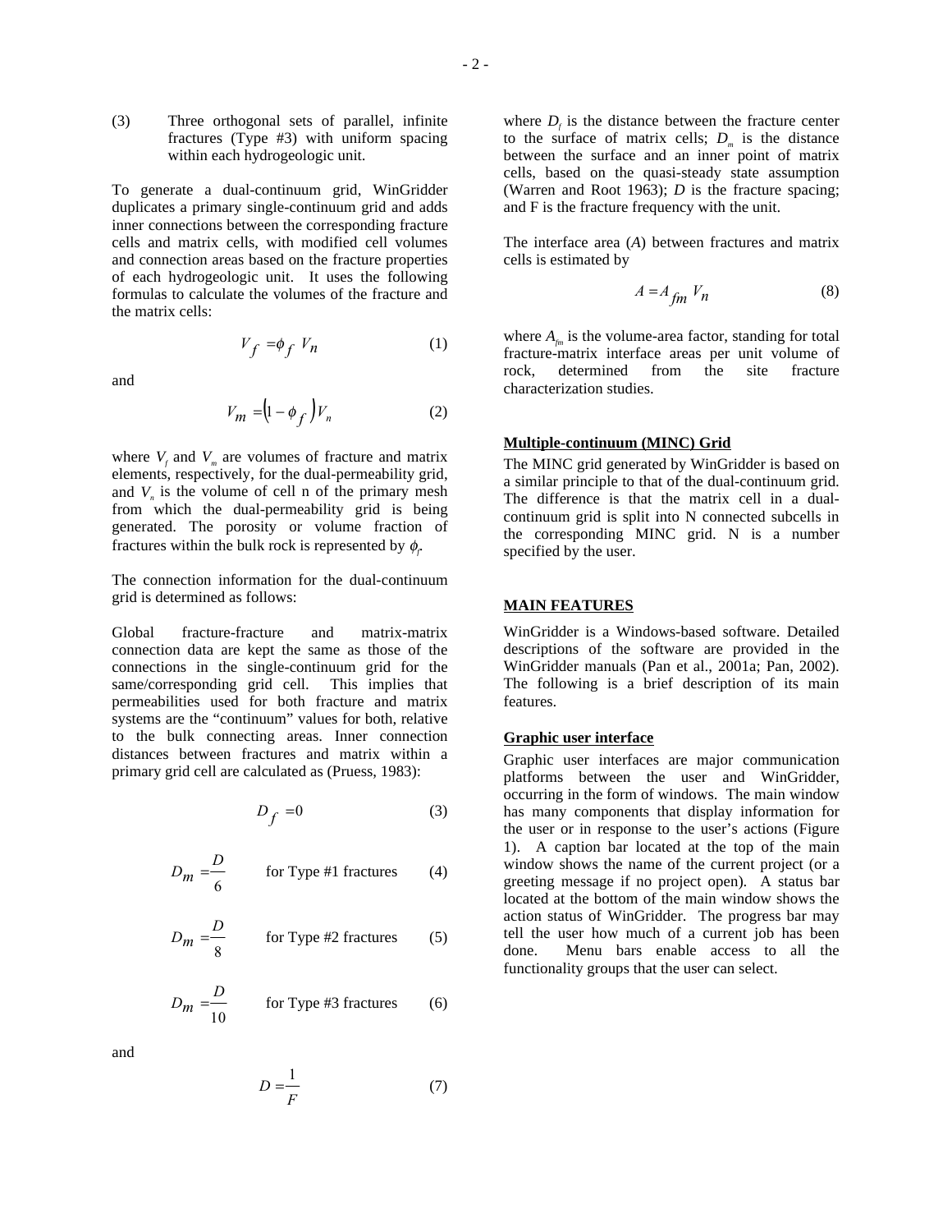(3) Three orthogonal sets of parallel, infinite fractures (Type #3) with uniform spacing within each hydrogeologic unit.

To generate a dual-continuum grid, WinGridder duplicates a primary single-continuum grid and adds inner connections between the corresponding fracture cells and matrix cells, with modified cell volumes and connection areas based on the fracture properties of each hydrogeologic unit. It uses the following formulas to calculate the volumes of the fracture and the matrix cells:

$$V_f = \phi_f V_n \tag{1}$$

and

$$V_m = (1 - \phi_f) V_n \tag{2}$$

where $V_f$ and $V_m$ are volumes of fracture and matrix elements, respectively, for the dual-permeability grid, and $V_n$ is the volume of cell n of the primary mesh from which the dual-permeability grid is being generated. The porosity or volume fraction of fractures within the bulk rock is represented by $\phi_f$.

The connection information for the dual-continuum grid is determined as follows:

Global fracture-fracture and matrix-matrix connection data are kept the same as those of the connections in the single-continuum grid for the same/corresponding grid cell. This implies that permeabilities used for both fracture and matrix systems are the "continuum" values for both, relative to the bulk connecting areas. Inner connection distances between fractures and matrix within a primary grid cell are calculated as (Pruess, 1983):

$$D_f = 0 \tag{3}$$

$$D_m = \frac{D}{6} \quad \text{for Type \#1 fractures} \tag{4}$$

$$D_m = \frac{D}{8} \quad \text{for Type \#2 fractures} \tag{5}$$

$$D_m = \frac{D}{10} \quad \text{for Type \#3 fractures} \tag{6}$$

and

$$D = \frac{1}{F} \tag{7}$$

where $D_f$ is the distance between the fracture center to the surface of matrix cells; $D_m$ is the distance between the surface and an inner point of matrix cells, based on the quasi-steady state assumption (Warren and Root 1963); $D$ is the fracture spacing; and F is the fracture frequency with the unit.

The interface area ($A$) between fractures and matrix cells is estimated by

$$A = A_{fm} V_n \tag{8}$$

where $A_{fm}$ is the volume-area factor, standing for total fracture-matrix interface areas per unit volume of rock, determined from the site fracture characterization studies.

## Multiple-continuum (MINC) Grid

The MINC grid generated by WinGridder is based on a similar principle to that of the dual-continuum grid. The difference is that the matrix cell in a dual-continuum grid is split into N connected subcells in the corresponding MINC grid. N is a number specified by the user.

## MAIN FEATURES

WinGridder is a Windows-based software. Detailed descriptions of the software are provided in the WinGridder manuals (Pan et al., 2001a; Pan, 2002). The following is a brief description of its main features.

### Graphic user interface

Graphic user interfaces are major communication platforms between the user and WinGridder, occurring in the form of windows. The main window has many components that display information for the user or in response to the user's actions (Figure 1). A caption bar located at the top of the main window shows the name of the current project (or a greeting message if no project open). A status bar located at the bottom of the main window shows the action status of WinGridder. The progress bar may tell the user how much of a current job has been done. Menu bars enable access to all the functionality groups that the user can select.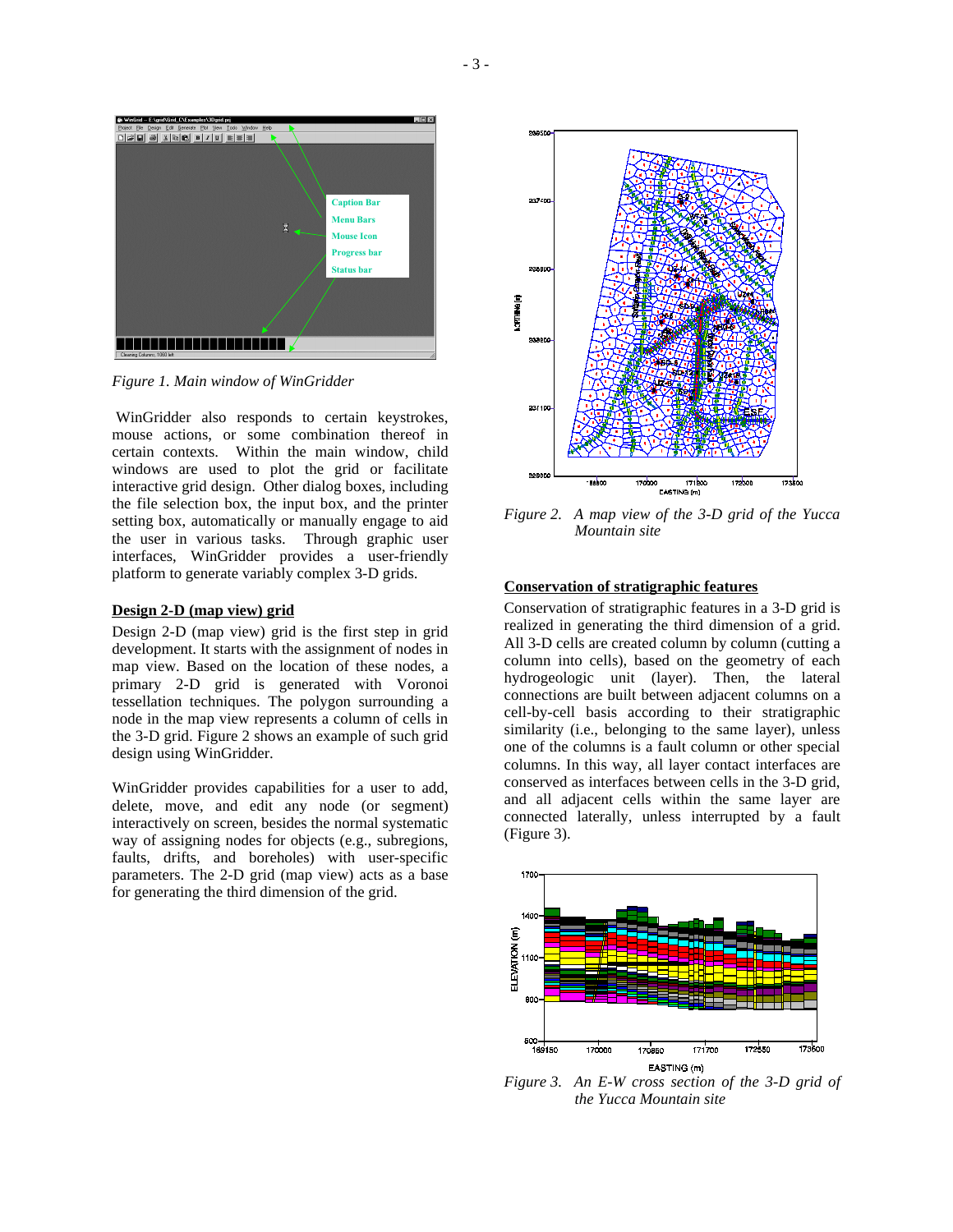Caption Bar
Menu Bars
Mouse Icon
Progress bar
Status bar

*Figure 1. Main window of WinGridder*

WinGridder also responds to certain keystrokes, mouse actions, or some combination thereof in certain contexts. Within the main window, child windows are used to plot the grid or facilitate interactive grid design. Other dialog boxes, including the file selection box, the input box, and the printer setting box, automatically or manually engage to aid the user in various tasks. Through graphic user interfaces, WinGridder provides a user-friendly platform to generate variably complex 3-D grids.

**Design 2-D (map view) grid**

Design 2-D (map view) grid is the first step in grid development. It starts with the assignment of nodes in map view. Based on the location of these nodes, a primary 2-D grid is generated with Voronoi tessellation techniques. The polygon surrounding a node in the map view represents a column of cells in the 3-D grid. Figure 2 shows an example of such grid design using WinGridder.

WinGridder provides capabilities for a user to add, delete, move, and edit any node (or segment) interactively on screen, besides the normal systematic way of assigning nodes for objects (e.g., subregions, faults, drifts, and boreholes) with user-specific parameters. The 2-D grid (map view) acts as a base for generating the third dimension of the grid.

NORTHING (m)
EASTING (m)

*Figure 2. A map view of the 3-D grid of the Yucca Mountain site*

**Conservation of stratigraphic features**

Conservation of stratigraphic features in a 3-D grid is realized in generating the third dimension of a grid. All 3-D cells are created column by column (cutting a column into cells), based on the geometry of each hydrogeologic unit (layer). Then, the lateral connections are built between adjacent columns on a cell-by-cell basis according to their stratigraphic similarity (i.e., belonging to the same layer), unless one of the columns is a fault column or other special columns. In this way, all layer contact interfaces are conserved as interfaces between cells in the 3-D grid, and all adjacent cells within the same layer are connected laterally, unless interrupted by a fault (Figure 3).

1700
1400
1100
800
500
ELEVATION (m)
169150
170000
170850
171700
172550
173500
EASTING (m)

*Figure 3. An E-W cross section of the 3-D grid of the Yucca Mountain site*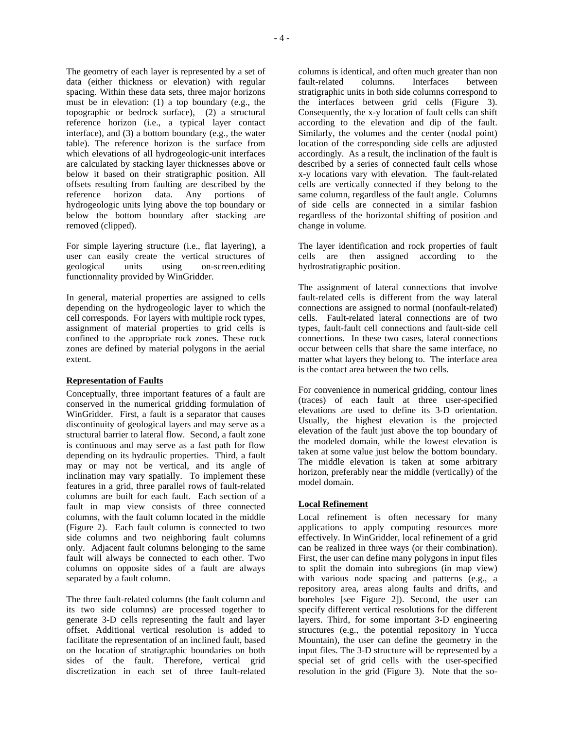The geometry of each layer is represented by a set of data (either thickness or elevation) with regular spacing. Within these data sets, three major horizons must be in elevation: (1) a top boundary (e.g., the topographic or bedrock surface), (2) a structural reference horizon (i.e., a typical layer contact interface), and (3) a bottom boundary (e.g., the water table). The reference horizon is the surface from which elevations of all hydrogeologic-unit interfaces are calculated by stacking layer thicknesses above or below it based on their stratigraphic position. All offsets resulting from faulting are described by the reference horizon data. Any portions of hydrogeologic units lying above the top boundary or below the bottom boundary after stacking are removed (clipped).

For simple layering structure (i.e., flat layering), a user can easily create the vertical structures of geological units using on-screen.editing functionnality provided by WinGridder.

In general, material properties are assigned to cells depending on the hydrogeologic layer to which the cell corresponds. For layers with multiple rock types, assignment of material properties to grid cells is confined to the appropriate rock zones. These rock zones are defined by material polygons in the aerial extent.

**Representation of Faults**

Conceptually, three important features of a fault are conserved in the numerical gridding formulation of WinGridder. First, a fault is a separator that causes discontinuity of geological layers and may serve as a structural barrier to lateral flow. Second, a fault zone is continuous and may serve as a fast path for flow depending on its hydraulic properties. Third, a fault may or may not be vertical, and its angle of inclination may vary spatially. To implement these features in a grid, three parallel rows of fault-related columns are built for each fault. Each section of a fault in map view consists of three connected columns, with the fault column located in the middle (Figure 2). Each fault column is connected to two side columns and two neighboring fault columns only. Adjacent fault columns belonging to the same fault will always be connected to each other. Two columns on opposite sides of a fault are always separated by a fault column.

The three fault-related columns (the fault column and its two side columns) are processed together to generate 3-D cells representing the fault and layer offset. Additional vertical resolution is added to facilitate the representation of an inclined fault, based on the location of stratigraphic boundaries on both sides of the fault. Therefore, vertical grid discretization in each set of three fault-related columns is identical, and often much greater than non fault-related columns. Interfaces between stratigraphic units in both side columns correspond to the interfaces between grid cells (Figure 3). Consequently, the x-y location of fault cells can shift according to the elevation and dip of the fault. Similarly, the volumes and the center (nodal point) location of the corresponding side cells are adjusted accordingly. As a result, the inclination of the fault is described by a series of connected fault cells whose x-y locations vary with elevation. The fault-related cells are vertically connected if they belong to the same column, regardless of the fault angle. Columns of side cells are connected in a similar fashion regardless of the horizontal shifting of position and change in volume.

The layer identification and rock properties of fault cells are then assigned according to the hydrostratigraphic position.

The assignment of lateral connections that involve fault-related cells is different from the way lateral connections are assigned to normal (nonfault-related) cells. Fault-related lateral connections are of two types, fault-fault cell connections and fault-side cell connections. In these two cases, lateral connections occur between cells that share the same interface, no matter what layers they belong to. The interface area is the contact area between the two cells.

For convenience in numerical gridding, contour lines (traces) of each fault at three user-specified elevations are used to define its 3-D orientation. Usually, the highest elevation is the projected elevation of the fault just above the top boundary of the modeled domain, while the lowest elevation is taken at some value just below the bottom boundary. The middle elevation is taken at some arbitrary horizon, preferably near the middle (vertically) of the model domain.

**Local Refinement**

Local refinement is often necessary for many applications to apply computing resources more effectively. In WinGridder, local refinement of a grid can be realized in three ways (or their combination). First, the user can define many polygons in input files to split the domain into subregions (in map view) with various node spacing and patterns (e.g., a repository area, areas along faults and drifts, and boreholes [see Figure 2]). Second, the user can specify different vertical resolutions for the different layers. Third, for some important 3-D engineering structures (e.g., the potential repository in Yucca Mountain), the user can define the geometry in the input files. The 3-D structure will be represented by a special set of grid cells with the user-specified resolution in the grid (Figure 3). Note that the so-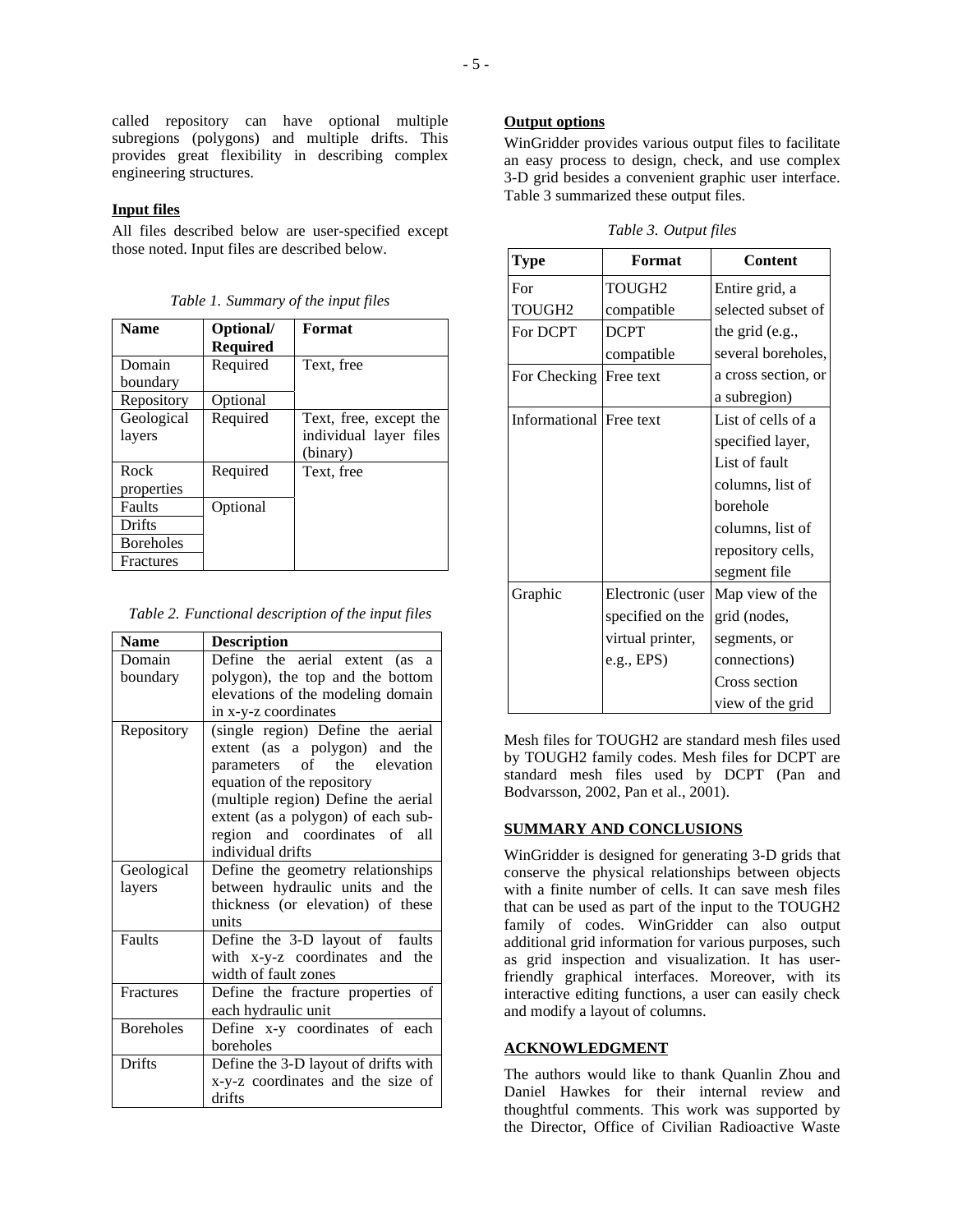called repository can have optional multiple subregions (polygons) and multiple drifts. This provides great flexibility in describing complex engineering structures.

**Input files**

All files described below are user-specified except those noted. Input files are described below.

*Table 1. Summary of the input files*

| Name | Optional/ Required | Format |
|---|---|---|
| Domain boundary | Required | Text, free |
| Repository | Optional | |
| Geological layers | Required | Text, free, except the individual layer files (binary) |
| Rock properties | Required | Text, free |
| Faults | Optional | |
| Drifts | | |
| Boreholes | | |
| Fractures | | |

*Table 2. Functional description of the input files*

| Name | Description |
|---|---|
| Domain boundary | Define the aerial extent (as a polygon), the top and the bottom elevations of the modeling domain in x-y-z coordinates |
| Repository | (single region) Define the aerial extent (as a polygon) and the parameters of the elevation equation of the repository (multiple region) Define the aerial extent (as a polygon) of each sub-region and coordinates of all individual drifts |
| Geological layers | Define the geometry relationships between hydraulic units and the thickness (or elevation) of these units |
| Faults | Define the 3-D layout of faults with x-y-z coordinates and the width of fault zones |
| Fractures | Define the fracture properties of each hydraulic unit |
| Boreholes | Define x-y coordinates of each boreholes |
| Drifts | Define the 3-D layout of drifts with x-y-z coordinates and the size of drifts |

**Output options**

WinGridder provides various output files to facilitate an easy process to design, check, and use complex 3-D grid besides a convenient graphic user interface. Table 3 summarized these output files.

*Table 3. Output files*

| Type | Format | Content |
|---|---|---|
| For TOUGH2 | TOUGH2 compatible | Entire grid, a selected subset of the grid (e.g., several boreholes, a cross section, or a subregion) |
| For DCPT | DCPT compatible | |
| For Checking | Free text | |
| Informational | Free text | List of cells of a specified layer, List of fault columns, list of borehole columns, list of repository cells, segment file |
| Graphic | Electronic (user specified on the virtual printer, e.g., EPS) | Map view of the grid (nodes, segments, or connections) Cross section view of the grid |

Mesh files for TOUGH2 are standard mesh files used by TOUGH2 family codes. Mesh files for DCPT are standard mesh files used by DCPT (Pan and Bodvarsson, 2002, Pan et al., 2001).

## SUMMARY AND CONCLUSIONS

WinGridder is designed for generating 3-D grids that conserve the physical relationships between objects with a finite number of cells. It can save mesh files that can be used as part of the input to the TOUGH2 family of codes. WinGridder can also output additional grid information for various purposes, such as grid inspection and visualization. It has user-friendly graphical interfaces. Moreover, with its interactive editing functions, a user can easily check and modify a layout of columns.

## ACKNOWLEDGMENT

The authors would like to thank Quanlin Zhou and Daniel Hawkes for their internal review and thoughtful comments. This work was supported by the Director, Office of Civilian Radioactive Waste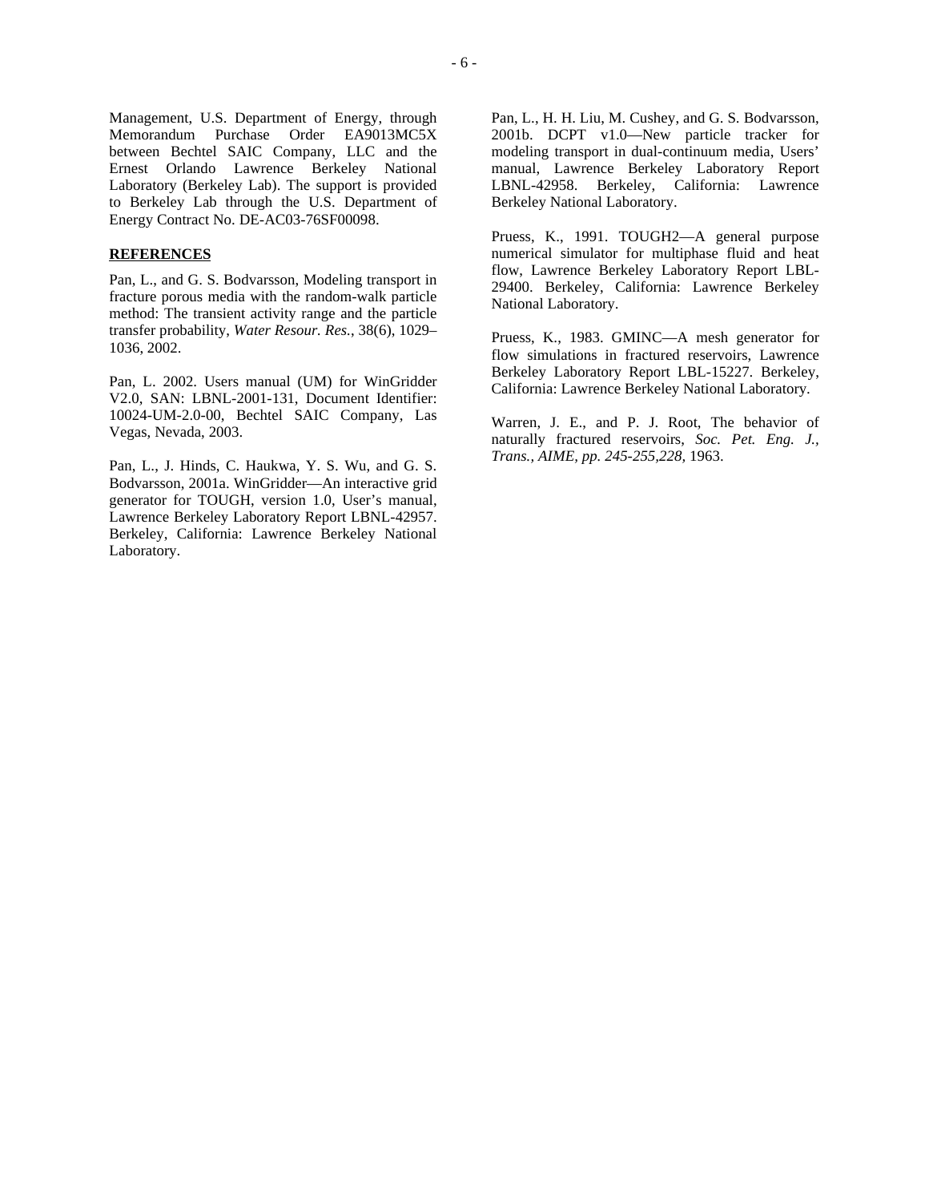Management, U.S. Department of Energy, through Memorandum Purchase Order EA9013MC5X between Bechtel SAIC Company, LLC and the Ernest Orlando Lawrence Berkeley National Laboratory (Berkeley Lab). The support is provided to Berkeley Lab through the U.S. Department of Energy Contract No. DE-AC03-76SF00098.

## REFERENCES

Pan, L., and G. S. Bodvarsson, Modeling transport in fracture porous media with the random-walk particle method: The transient activity range and the particle transfer probability, *Water Resour. Res.*, 38(6), 1029–1036, 2002.

Pan, L. 2002. Users manual (UM) for WinGridder V2.0, SAN: LBNL-2001-131, Document Identifier: 10024-UM-2.0-00, Bechtel SAIC Company, Las Vegas, Nevada, 2003.

Pan, L., J. Hinds, C. Haukwa, Y. S. Wu, and G. S. Bodvarsson, 2001a. WinGridder—An interactive grid generator for TOUGH, version 1.0, User's manual, Lawrence Berkeley Laboratory Report LBNL-42957. Berkeley, California: Lawrence Berkeley National Laboratory.

Pan, L., H. H. Liu, M. Cushey, and G. S. Bodvarsson, 2001b. DCPT v1.0—New particle tracker for modeling transport in dual-continuum media, Users' manual, Lawrence Berkeley Laboratory Report LBNL-42958. Berkeley, California: Lawrence Berkeley National Laboratory.

Pruess, K., 1991. TOUGH2—A general purpose numerical simulator for multiphase fluid and heat flow, Lawrence Berkeley Laboratory Report LBL-29400. Berkeley, California: Lawrence Berkeley National Laboratory.

Pruess, K., 1983. GMINC—A mesh generator for flow simulations in fractured reservoirs, Lawrence Berkeley Laboratory Report LBL-15227. Berkeley, California: Lawrence Berkeley National Laboratory.

Warren, J. E., and P. J. Root, The behavior of naturally fractured reservoirs, *Soc. Pet. Eng. J., Trans., AIME, pp. 245-255,228*, 1963.